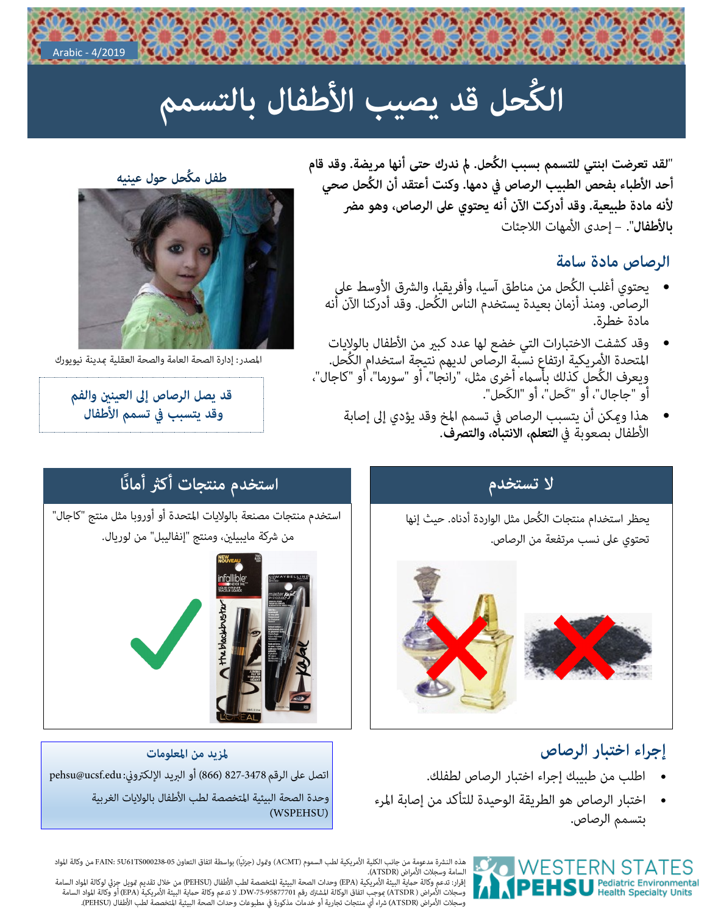Arabic - 4/2019

# الكُحل قد يصيب الأطفال بالتسمم

"لقد تعرضت ابنتي للتسمم بسبب الكُحل. لم ندرك حتى أنها مريضة. وقد قام أحد الأطباء بفحص الطبيب الرصاص في دمها. وكنت أعتقد أن الكُحل صحي لأنه مادة طبيعية. وقد أدركت الآن أنه يحتوي على الرصاص، وهو مضر بالأطفال". – إحدى الأمهات اللاجئات

طفل مكّحل حول عينيه

المصدر: إدارة الصحة العامة والصحة العقلية بمدينة نيويورك

## الرصاص مادة سامة

- يحتوي أغلب الكُحل من مناطق آسيا، وأفريقيا، والشرق الأوسط على الرصاص. ومنذ أزمان بعيدة يستخدم الناس الكُحل. وقد أدركنا الآن أنه مادة خطرة.
- وقد كشفت الاختبارات التي خضع لها عدد كبير من الأطفال بالولايات المتحدة الأمريكية ارتفاع نسبة الرصاص لديهم نتيجة استخدام الكُحل. ويعرف الكُحل كذلك بأسماء أخرى مثل، "رانجا"، أو "سورما"، أو "كاجال"، أو "جاجال"، أو "كَحل"، أو "الكَحل".
- هذا ويمكن أن يتسبب الرصاص في تسمم المخ وقد يؤدي إلى إصابة الأطفال بصعوبة في **التعلم، الانتباه، والتصرف**.

**قد يصل الرصاص إلى العينين والفم وقد يتسبب في تسمم الأطفال**

## لا تستخدم

يحظر استخدام منتجات الكُحل مثل الواردة أدناه. حيث إنها تحتوي على نسب مرتفعة من الرصاص.

## استخدم منتجات أكثر أماناً

استخدم منتجات مصنعة بالولايات المتحدة أو أوروبا مثل منتج "كاجال" من شركة مايبيلين، ومنتج "إنفاليبل" من لوريال.

## إجراء اختبار الرصاص

- اطلب من طبيبك إجراء اختبار الرصاص لطفلك.
- اختبار الرصاص هو الطريقة الوحيدة للتأكد من إصابة المرء بتسمم الرصاص.

**لمزيد من المعلومات**

اتصل على الرقم 3478-827 (866) أو البريد الإلكتروني: pehsu@ucsf.edu

وحدة الصحة البيئية المتخصصة لطب الأطفال بالولايات الغربية (WSPEHSU)

WESTERN STATES PEHSU Pediatric Environmental Health Specialty Units

هذه النشرة مدعومة من جانب الكلية الأمريكية لطب السموم (ACMT) وتمول (جزئيًا) بواسطة اتفاق التعاون FAIN: 5U61TS000238-05 من وكالة المواد السامة وسجلات الأمراض (ATSDR).
إقرار: تدعم وكالة حماية البيئة الأمريكية (EPA) وحدات الصحة البيئية المتخصصة لطب الأطفال (PEHSU) من خلال تقديم تمويل جزئي لوكالة المواد السامة وسجلات الأمراض (ATSDR) بموجب اتفاق الوكالة المشترك رقم DW-75-95877701. لا تدعم وكالة حماية البيئة الأمريكية (EPA) أو وكالة المواد السامة وسجلات الأمراض (ATSDR) شراء أي منتجات تجارية أو خدمات مذكورة في مطبوعات وحدات الصحة البيئية المتخصصة لطب الأطفال (PEHSU).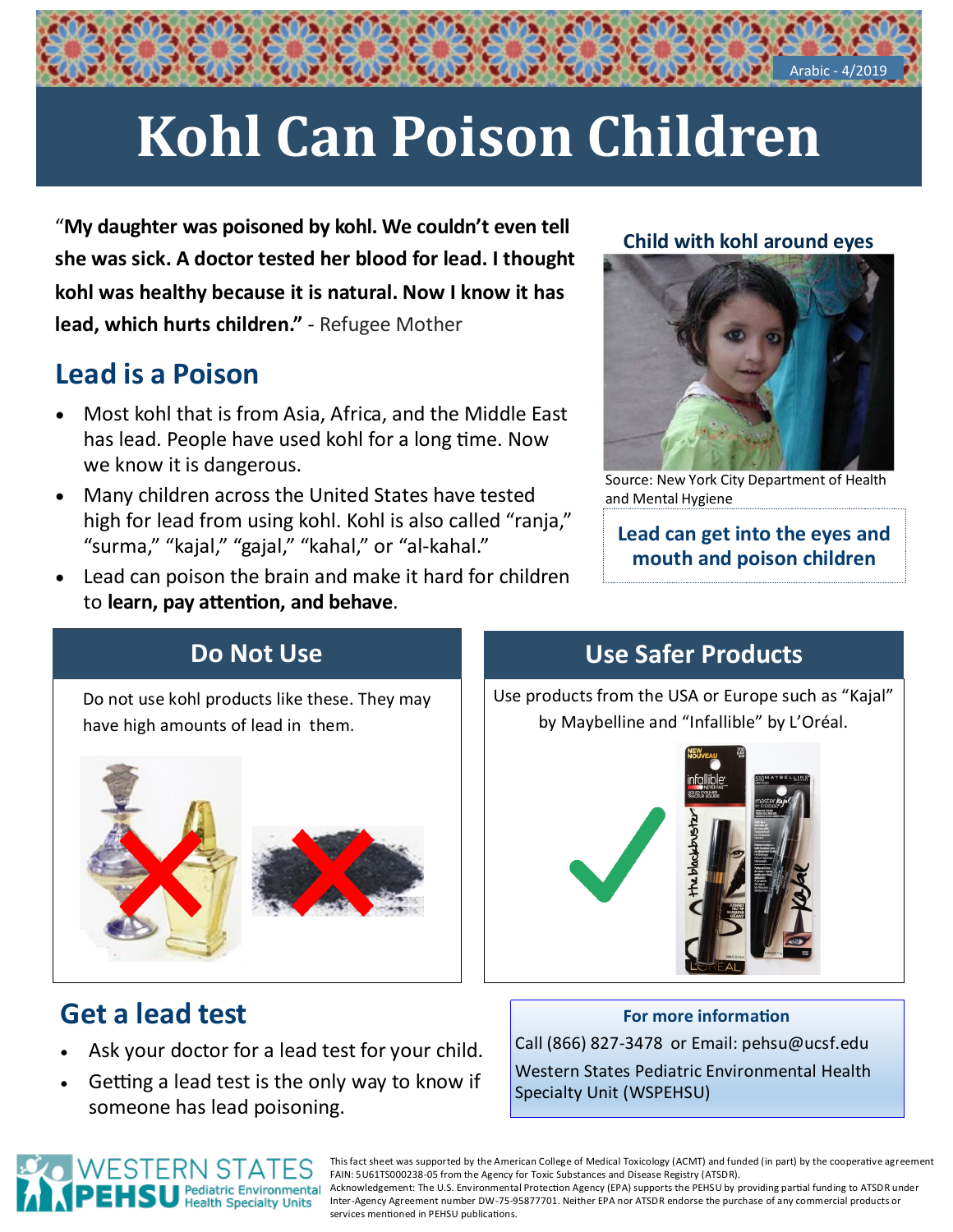Arabic - 4/2019

# Kohl Can Poison Children

"**My daughter was poisoned by kohl. We couldn't even tell she was sick. A doctor tested her blood for lead. I thought kohl was healthy because it is natural. Now I know it has lead, which hurts children."** - Refugee Mother

**Child with kohl around eyes**

Source: New York City Department of Health and Mental Hygiene

**Lead can get into the eyes and mouth and poison children**

## Lead is a Poison

- Most kohl that is from Asia, Africa, and the Middle East has lead. People have used kohl for a long time. Now we know it is dangerous.
- Many children across the United States have tested high for lead from using kohl. Kohl is also called "ranja," "surma," "kajal," "gajal," "kahal," or "al-kahal."
- Lead can poison the brain and make it hard for children to **learn, pay attention, and behave**.

## Do Not Use

Do not use kohl products like these. They may have high amounts of lead in them.

## Use Safer Products

Use products from the USA or Europe such as "Kajal" by Maybelline and "Infallible" by L'Oréal.

## Get a lead test

- Ask your doctor for a lead test for your child.
- Getting a lead test is the only way to know if someone has lead poisoning.

**For more information**

Call (866) 827-3478 or Email: pehsu@ucsf.edu

Western States Pediatric Environmental Health Specialty Unit (WSPEHSU)

WESTERN STATES PEHSU Pediatric Environmental Health Specialty Units

This fact sheet was supported by the American College of Medical Toxicology (ACMT) and funded (in part) by the cooperative agreement FAIN: 5U61TS000238-05 from the Agency for Toxic Substances and Disease Registry (ATSDR).
Acknowledgement: The U.S. Environmental Protection Agency (EPA) supports the PEHSU by providing partial funding to ATSDR under Inter-Agency Agreement number DW-75-95877701. Neither EPA nor ATSDR endorse the purchase of any commercial products or services mentioned in PEHSU publications.